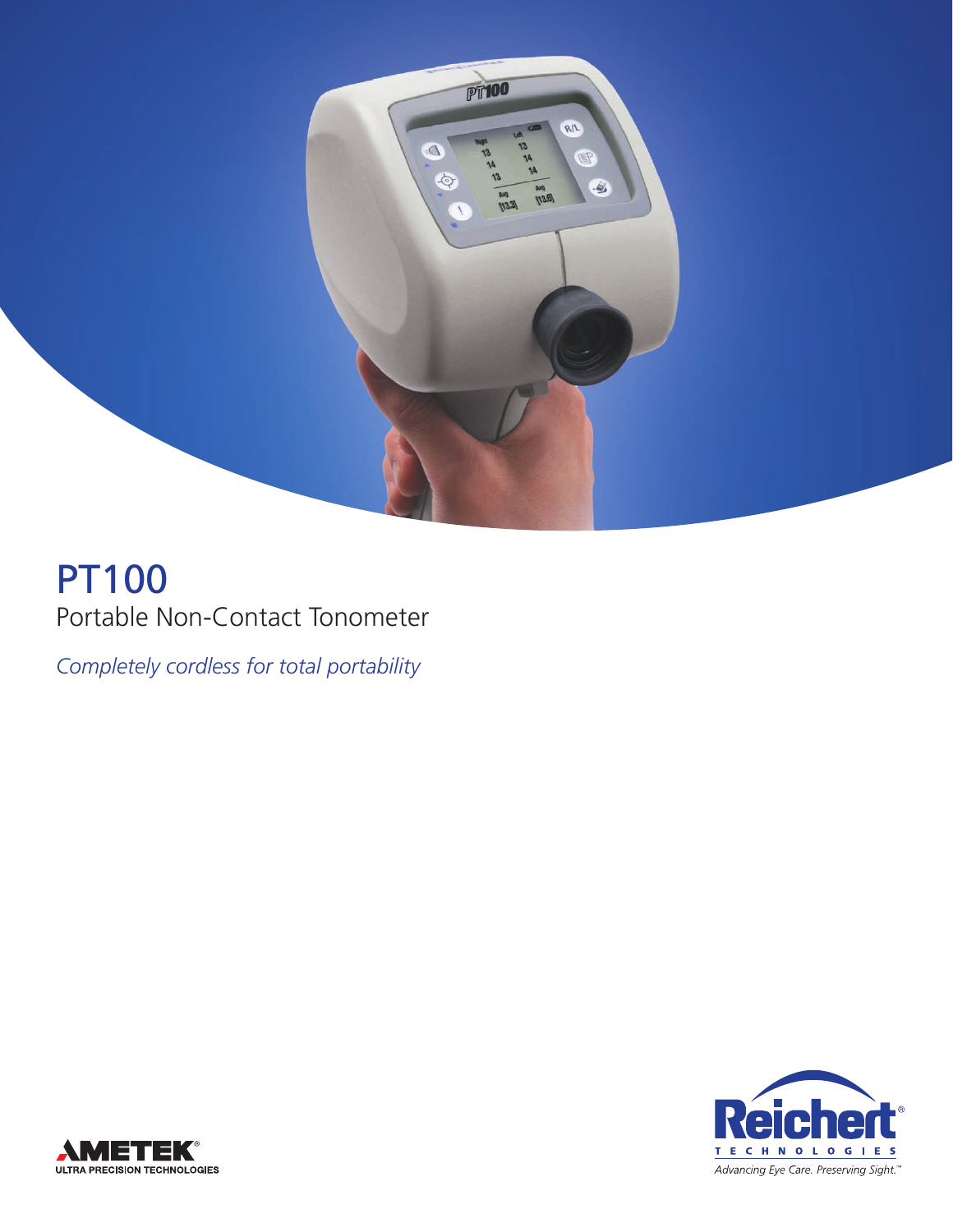# PT100

Portable Non-Contact Tonometer

*Completely cordless for total portability*

AMETEK®
ULTRA PRECISION TECHNOLOGIES

Reichert®
TECHNOLOGIES
*Advancing Eye Care. Preserving Sight.™*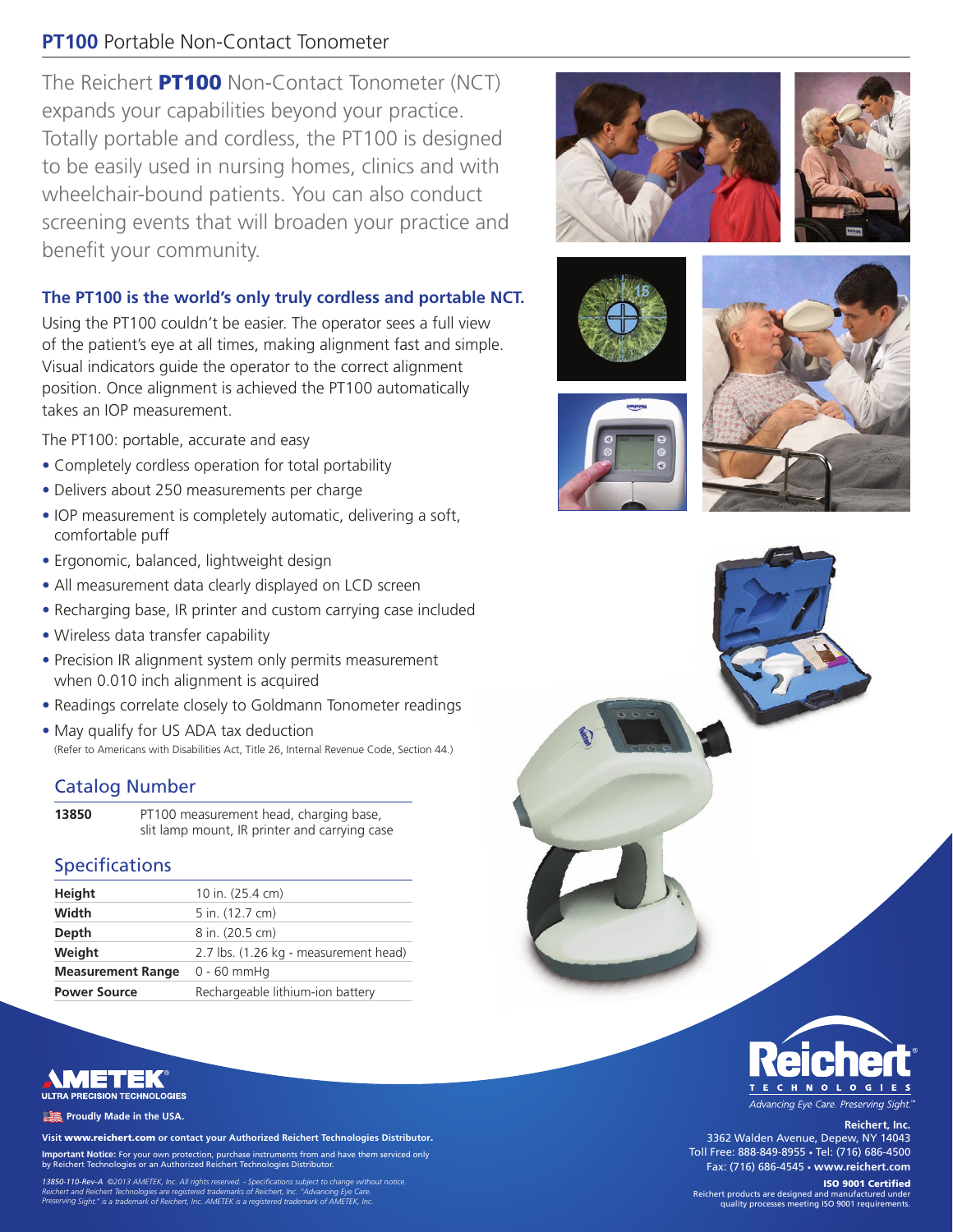## PT100 Portable Non-Contact Tonometer

The Reichert **PT100** Non-Contact Tonometer (NCT) expands your capabilities beyond your practice. Totally portable and cordless, the PT100 is designed to be easily used in nursing homes, clinics and with wheelchair-bound patients. You can also conduct screening events that will broaden your practice and benefit your community.

### The PT100 is the world's only truly cordless and portable NCT.

Using the PT100 couldn't be easier. The operator sees a full view of the patient's eye at all times, making alignment fast and simple. Visual indicators guide the operator to the correct alignment position. Once alignment is achieved the PT100 automatically takes an IOP measurement.

The PT100: portable, accurate and easy

- Completely cordless operation for total portability
- Delivers about 250 measurements per charge
- IOP measurement is completely automatic, delivering a soft, comfortable puff
- Ergonomic, balanced, lightweight design
- All measurement data clearly displayed on LCD screen
- Recharging base, IR printer and custom carrying case included
- Wireless data transfer capability
- Precision IR alignment system only permits measurement when 0.010 inch alignment is acquired
- Readings correlate closely to Goldmann Tonometer readings
- May qualify for US ADA tax deduction
  (Refer to Americans with Disabilities Act, Title 26, Internal Revenue Code, Section 44.)

### Catalog Number

| | |
|---|---|
| **13850** | PT100 measurement head, charging base, slit lamp mount, IR printer and carrying case |

### Specifications

| | |
|---|---|
| **Height** | 10 in. (25.4 cm) |
| **Width** | 5 in. (12.7 cm) |
| **Depth** | 8 in. (20.5 cm) |
| **Weight** | 2.7 lbs. (1.26 kg - measurement head) |
| **Measurement Range** | 0 - 60 mmHg |
| **Power Source** | Rechargeable lithium-ion battery |

AMETEK® ULTRA PRECISION TECHNOLOGIES

**Proudly Made in the USA.**

**Visit www.reichert.com or contact your Authorized Reichert Technologies Distributor.**

**Important Notice:** For your own protection, purchase instruments from and have them serviced only by Reichert Technologies or an Authorized Reichert Technologies Distributor.

*13850-110-Rev-A ©2013 AMETEK, Inc. All rights reserved. - Specifications subject to change without notice. Reichert and Reichert Technologies are registered trademarks of Reichert, Inc. "Advancing Eye Care. Preserving Sight." is a trademark of Reichert, Inc. AMETEK is a registered trademark of AMETEK, Inc.*

Reichert® TECHNOLOGIES
*Advancing Eye Care. Preserving Sight.™*

**Reichert, Inc.**
3362 Walden Avenue, Depew, NY 14043
Toll Free: 888-849-8955 • Tel: (716) 686-4500
Fax: (716) 686-4545 • **www.reichert.com**

**ISO 9001 Certified**
Reichert products are designed and manufactured under quality processes meeting ISO 9001 requirements.